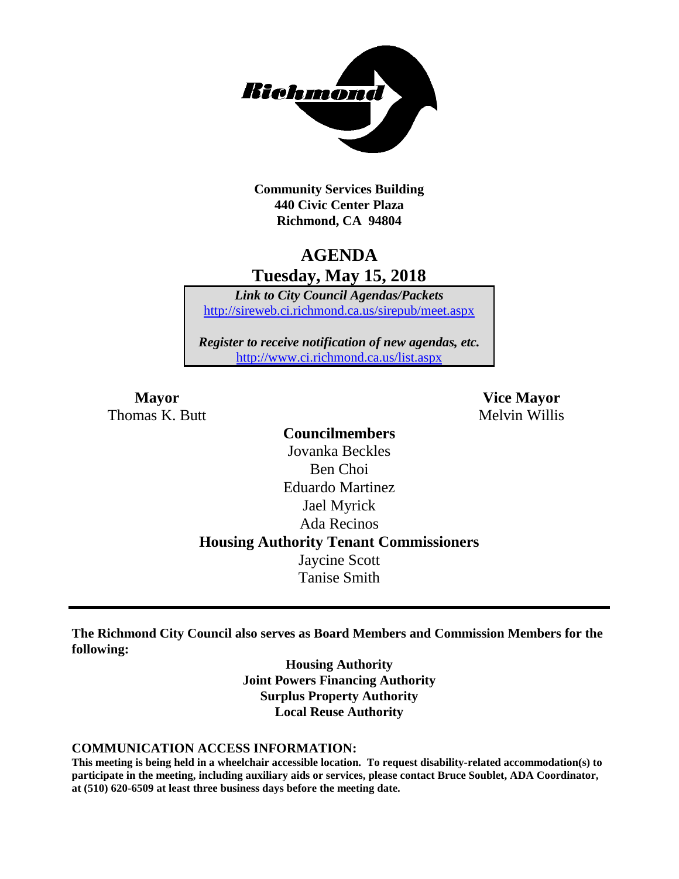**Community Services Building**
**440 Civic Center Plaza**
**Richmond, CA 94804**

# AGENDA
## Tuesday, May 15, 2018

***Link to City Council Agendas/Packets***
http://sireweb.ci.richmond.ca.us/sirepub/meet.aspx

***Register to receive notification of new agendas, etc.***
http://www.ci.richmond.ca.us/list.aspx

**Mayor**
Thomas K. Butt

**Vice Mayor**
Melvin Willis

**Councilmembers**
Jovanka Beckles
Ben Choi
Eduardo Martinez
Jael Myrick
Ada Recinos

**Housing Authority Tenant Commissioners**
Jaycine Scott
Tanise Smith

---

**The Richmond City Council also serves as Board Members and Commission Members for the following:**

**Housing Authority**
**Joint Powers Financing Authority**
**Surplus Property Authority**
**Local Reuse Authority**

**COMMUNICATION ACCESS INFORMATION:**
**This meeting is being held in a wheelchair accessible location. To request disability-related accommodation(s) to participate in the meeting, including auxiliary aids or services, please contact Bruce Soublet, ADA Coordinator, at (510) 620-6509 at least three business days before the meeting date.**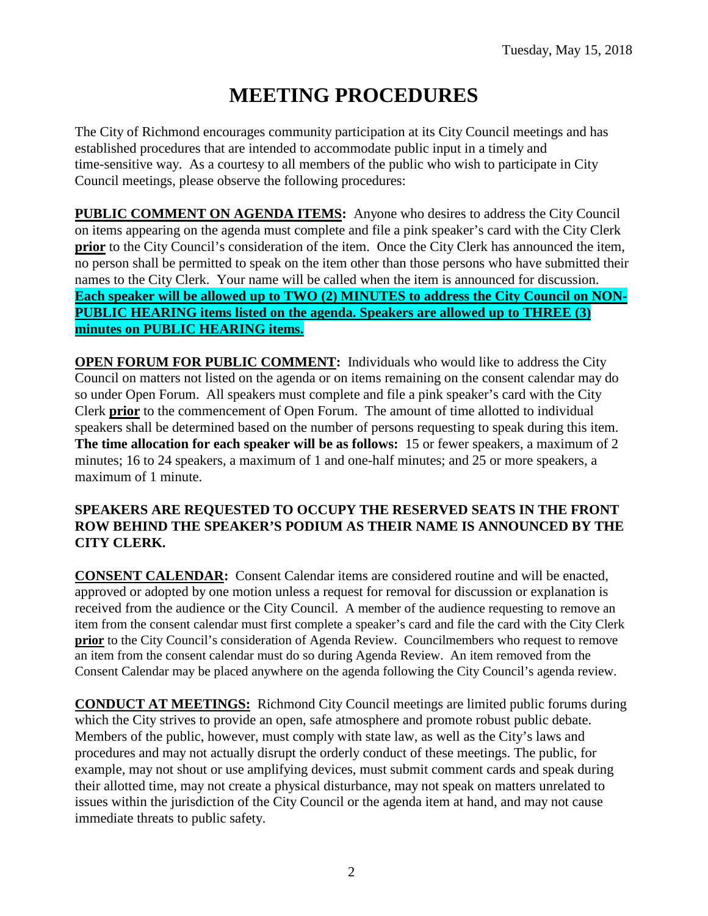Tuesday, May 15, 2018

# MEETING PROCEDURES

The City of Richmond encourages community participation at its City Council meetings and has established procedures that are intended to accommodate public input in a timely and time-sensitive way. As a courtesy to all members of the public who wish to participate in City Council meetings, please observe the following procedures:

**PUBLIC COMMENT ON AGENDA ITEMS:** Anyone who desires to address the City Council on items appearing on the agenda must complete and file a pink speaker's card with the City Clerk **prior** to the City Council's consideration of the item. Once the City Clerk has announced the item, no person shall be permitted to speak on the item other than those persons who have submitted their names to the City Clerk. Your name will be called when the item is announced for discussion. **Each speaker will be allowed up to TWO (2) MINUTES to address the City Council on NON-PUBLIC HEARING items listed on the agenda. Speakers are allowed up to THREE (3) minutes on PUBLIC HEARING items.**

**OPEN FORUM FOR PUBLIC COMMENT:** Individuals who would like to address the City Council on matters not listed on the agenda or on items remaining on the consent calendar may do so under Open Forum. All speakers must complete and file a pink speaker's card with the City Clerk **prior** to the commencement of Open Forum. The amount of time allotted to individual speakers shall be determined based on the number of persons requesting to speak during this item. **The time allocation for each speaker will be as follows:** 15 or fewer speakers, a maximum of 2 minutes; 16 to 24 speakers, a maximum of 1 and one-half minutes; and 25 or more speakers, a maximum of 1 minute.

**SPEAKERS ARE REQUESTED TO OCCUPY THE RESERVED SEATS IN THE FRONT ROW BEHIND THE SPEAKER'S PODIUM AS THEIR NAME IS ANNOUNCED BY THE CITY CLERK.**

**CONSENT CALENDAR:** Consent Calendar items are considered routine and will be enacted, approved or adopted by one motion unless a request for removal for discussion or explanation is received from the audience or the City Council. A member of the audience requesting to remove an item from the consent calendar must first complete a speaker's card and file the card with the City Clerk **prior** to the City Council's consideration of Agenda Review. Councilmembers who request to remove an item from the consent calendar must do so during Agenda Review. An item removed from the Consent Calendar may be placed anywhere on the agenda following the City Council's agenda review.

**CONDUCT AT MEETINGS:** Richmond City Council meetings are limited public forums during which the City strives to provide an open, safe atmosphere and promote robust public debate. Members of the public, however, must comply with state law, as well as the City's laws and procedures and may not actually disrupt the orderly conduct of these meetings. The public, for example, may not shout or use amplifying devices, must submit comment cards and speak during their allotted time, may not create a physical disturbance, may not speak on matters unrelated to issues within the jurisdiction of the City Council or the agenda item at hand, and may not cause immediate threats to public safety.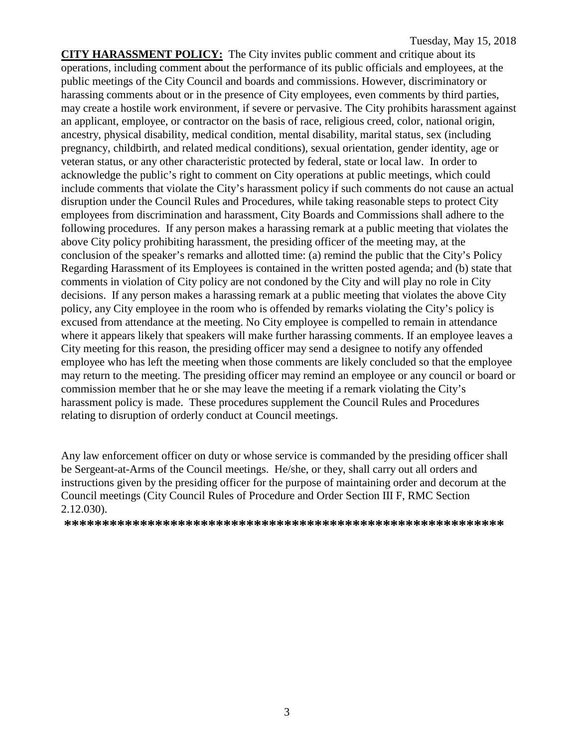**CITY HARASSMENT POLICY:** The City invites public comment and critique about its operations, including comment about the performance of its public officials and employees, at the public meetings of the City Council and boards and commissions. However, discriminatory or harassing comments about or in the presence of City employees, even comments by third parties, may create a hostile work environment, if severe or pervasive. The City prohibits harassment against an applicant, employee, or contractor on the basis of race, religious creed, color, national origin, ancestry, physical disability, medical condition, mental disability, marital status, sex (including pregnancy, childbirth, and related medical conditions), sexual orientation, gender identity, age or veteran status, or any other characteristic protected by federal, state or local law. In order to acknowledge the public's right to comment on City operations at public meetings, which could include comments that violate the City's harassment policy if such comments do not cause an actual disruption under the Council Rules and Procedures, while taking reasonable steps to protect City employees from discrimination and harassment, City Boards and Commissions shall adhere to the following procedures. If any person makes a harassing remark at a public meeting that violates the above City policy prohibiting harassment, the presiding officer of the meeting may, at the conclusion of the speaker's remarks and allotted time: (a) remind the public that the City's Policy Regarding Harassment of its Employees is contained in the written posted agenda; and (b) state that comments in violation of City policy are not condoned by the City and will play no role in City decisions. If any person makes a harassing remark at a public meeting that violates the above City policy, any City employee in the room who is offended by remarks violating the City's policy is excused from attendance at the meeting. No City employee is compelled to remain in attendance where it appears likely that speakers will make further harassing comments. If an employee leaves a City meeting for this reason, the presiding officer may send a designee to notify any offended employee who has left the meeting when those comments are likely concluded so that the employee may return to the meeting. The presiding officer may remind an employee or any council or board or commission member that he or she may leave the meeting if a remark violating the City's harassment policy is made. These procedures supplement the Council Rules and Procedures relating to disruption of orderly conduct at Council meetings.

Any law enforcement officer on duty or whose service is commanded by the presiding officer shall be Sergeant-at-Arms of the Council meetings. He/she, or they, shall carry out all orders and instructions given by the presiding officer for the purpose of maintaining order and decorum at the Council meetings (City Council Rules of Procedure and Order Section III F, RMC Section 2.12.030).

**********************************************************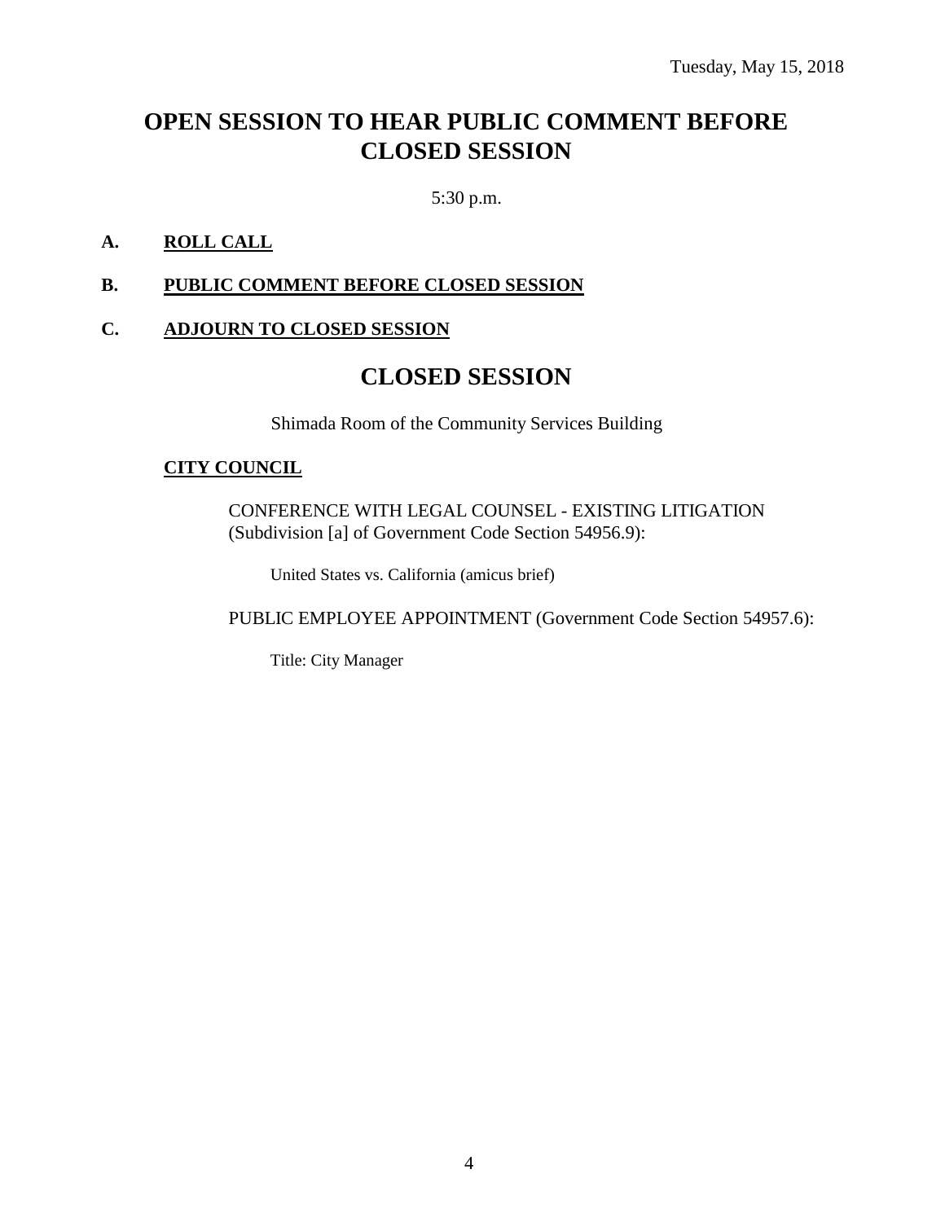Tuesday, May 15, 2018

# OPEN SESSION TO HEAR PUBLIC COMMENT BEFORE CLOSED SESSION

5:30 p.m.

**A. ROLL CALL**

**B. PUBLIC COMMENT BEFORE CLOSED SESSION**

**C. ADJOURN TO CLOSED SESSION**

# CLOSED SESSION

Shimada Room of the Community Services Building

**CITY COUNCIL**

CONFERENCE WITH LEGAL COUNSEL - EXISTING LITIGATION (Subdivision [a] of Government Code Section 54956.9):

United States vs. California (amicus brief)

PUBLIC EMPLOYEE APPOINTMENT (Government Code Section 54957.6):

Title: City Manager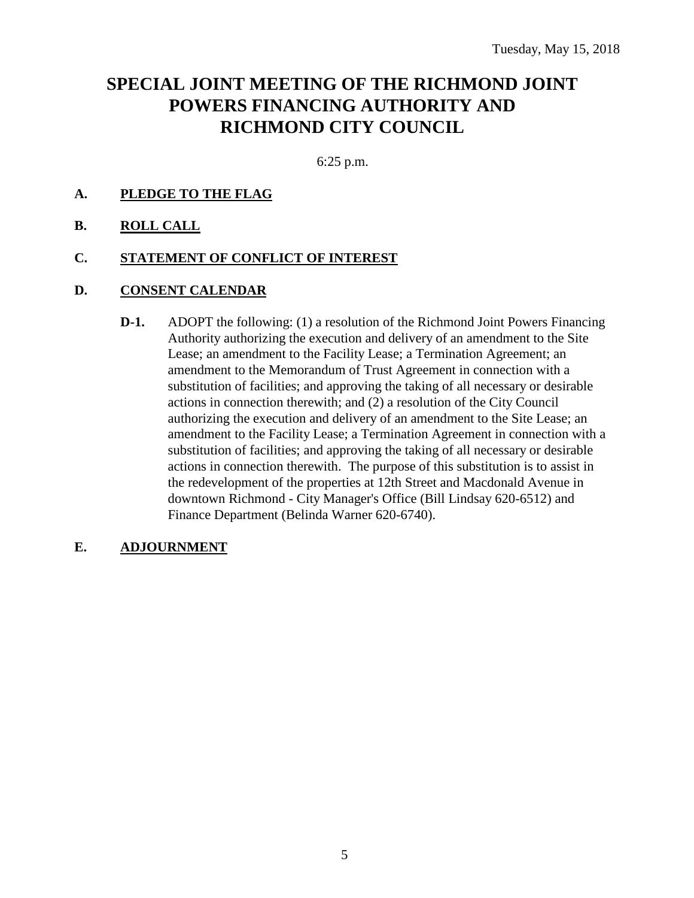Tuesday, May 15, 2018

# SPECIAL JOINT MEETING OF THE RICHMOND JOINT POWERS FINANCING AUTHORITY AND RICHMOND CITY COUNCIL

6:25 p.m.

**A. PLEDGE TO THE FLAG**

**B. ROLL CALL**

**C. STATEMENT OF CONFLICT OF INTEREST**

**D. CONSENT CALENDAR**

**D-1.** ADOPT the following: (1) a resolution of the Richmond Joint Powers Financing Authority authorizing the execution and delivery of an amendment to the Site Lease; an amendment to the Facility Lease; a Termination Agreement; an amendment to the Memorandum of Trust Agreement in connection with a substitution of facilities; and approving the taking of all necessary or desirable actions in connection therewith; and (2) a resolution of the City Council authorizing the execution and delivery of an amendment to the Site Lease; an amendment to the Facility Lease; a Termination Agreement in connection with a substitution of facilities; and approving the taking of all necessary or desirable actions in connection therewith. The purpose of this substitution is to assist in the redevelopment of the properties at 12th Street and Macdonald Avenue in downtown Richmond - City Manager's Office (Bill Lindsay 620-6512) and Finance Department (Belinda Warner 620-6740).

**E. ADJOURNMENT**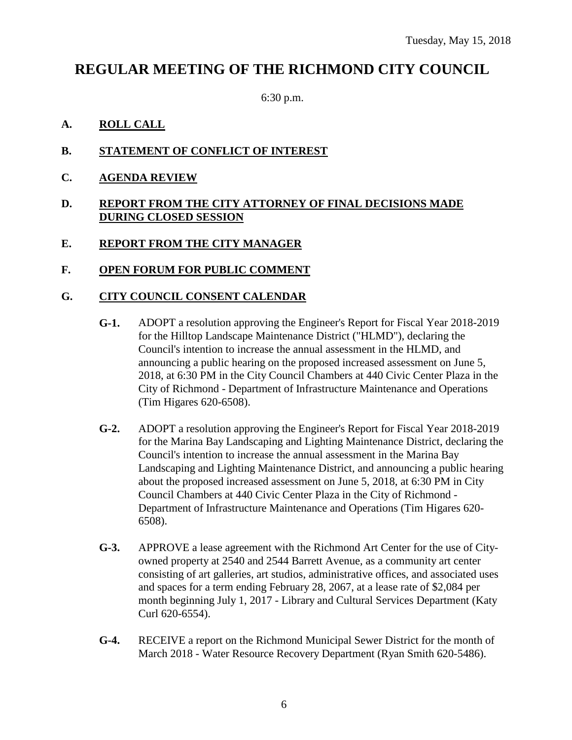Tuesday, May 15, 2018

# REGULAR MEETING OF THE RICHMOND CITY COUNCIL

6:30 p.m.

**A.** **ROLL CALL**

**B.** **STATEMENT OF CONFLICT OF INTEREST**

**C.** **AGENDA REVIEW**

**D.** **REPORT FROM THE CITY ATTORNEY OF FINAL DECISIONS MADE DURING CLOSED SESSION**

**E.** **REPORT FROM THE CITY MANAGER**

**F.** **OPEN FORUM FOR PUBLIC COMMENT**

**G.** **CITY COUNCIL CONSENT CALENDAR**

**G-1.** ADOPT a resolution approving the Engineer's Report for Fiscal Year 2018-2019 for the Hilltop Landscape Maintenance District ("HLMD"), declaring the Council's intention to increase the annual assessment in the HLMD, and announcing a public hearing on the proposed increased assessment on June 5, 2018, at 6:30 PM in the City Council Chambers at 440 Civic Center Plaza in the City of Richmond - Department of Infrastructure Maintenance and Operations (Tim Higares 620-6508).

**G-2.** ADOPT a resolution approving the Engineer's Report for Fiscal Year 2018-2019 for the Marina Bay Landscaping and Lighting Maintenance District, declaring the Council's intention to increase the annual assessment in the Marina Bay Landscaping and Lighting Maintenance District, and announcing a public hearing about the proposed increased assessment on June 5, 2018, at 6:30 PM in City Council Chambers at 440 Civic Center Plaza in the City of Richmond - Department of Infrastructure Maintenance and Operations (Tim Higares 620-6508).

**G-3.** APPROVE a lease agreement with the Richmond Art Center for the use of City-owned property at 2540 and 2544 Barrett Avenue, as a community art center consisting of art galleries, art studios, administrative offices, and associated uses and spaces for a term ending February 28, 2067, at a lease rate of $2,084 per month beginning July 1, 2017 - Library and Cultural Services Department (Katy Curl 620-6554).

**G-4.** RECEIVE a report on the Richmond Municipal Sewer District for the month of March 2018 - Water Resource Recovery Department (Ryan Smith 620-5486).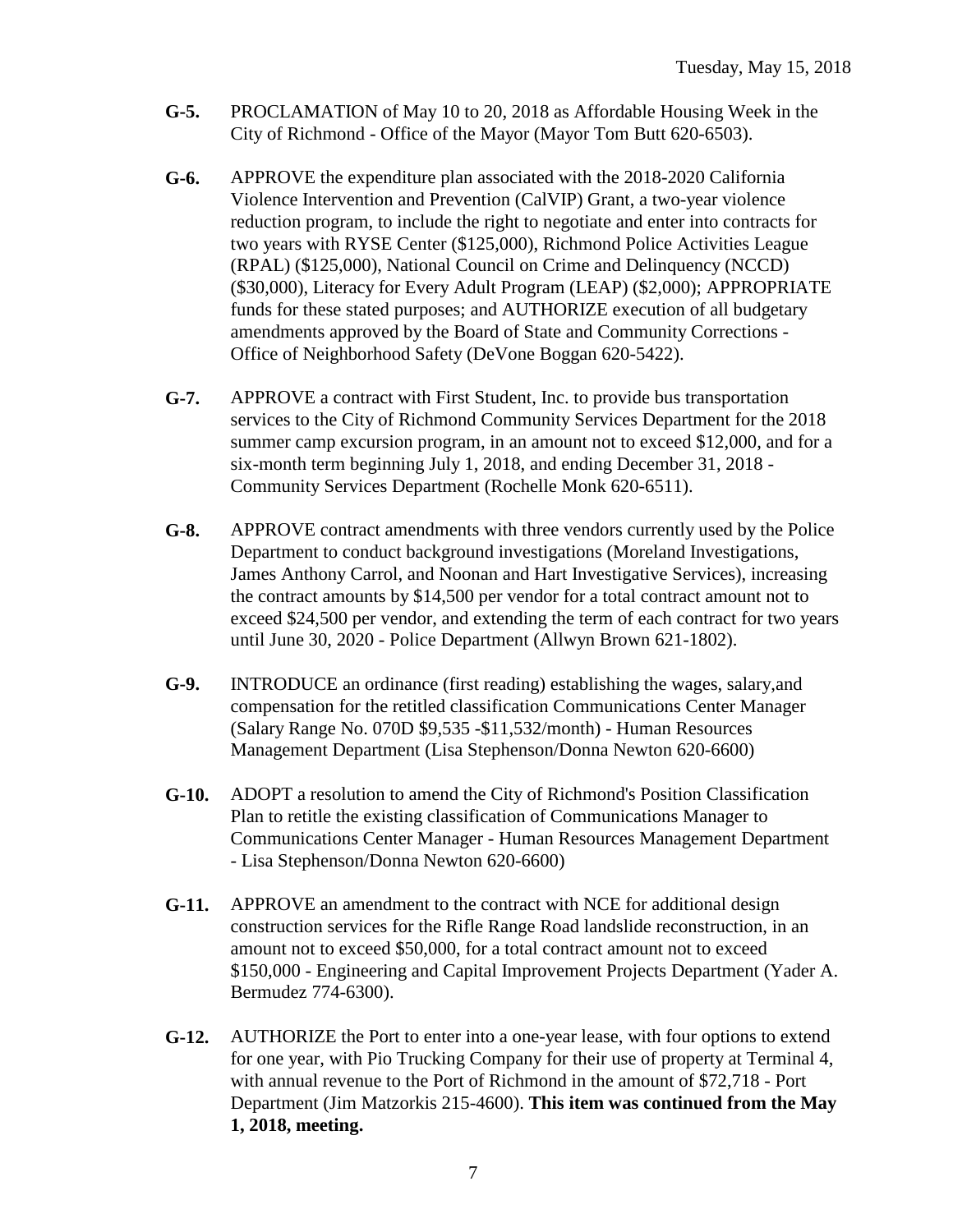**G-5.** PROCLAMATION of May 10 to 20, 2018 as Affordable Housing Week in the City of Richmond - Office of the Mayor (Mayor Tom Butt 620-6503).

**G-6.** APPROVE the expenditure plan associated with the 2018-2020 California Violence Intervention and Prevention (CalVIP) Grant, a two-year violence reduction program, to include the right to negotiate and enter into contracts for two years with RYSE Center ($125,000), Richmond Police Activities League (RPAL) ($125,000), National Council on Crime and Delinquency (NCCD) ($30,000), Literacy for Every Adult Program (LEAP) ($2,000); APPROPRIATE funds for these stated purposes; and AUTHORIZE execution of all budgetary amendments approved by the Board of State and Community Corrections - Office of Neighborhood Safety (DeVone Boggan 620-5422).

**G-7.** APPROVE a contract with First Student, Inc. to provide bus transportation services to the City of Richmond Community Services Department for the 2018 summer camp excursion program, in an amount not to exceed $12,000, and for a six-month term beginning July 1, 2018, and ending December 31, 2018 - Community Services Department (Rochelle Monk 620-6511).

**G-8.** APPROVE contract amendments with three vendors currently used by the Police Department to conduct background investigations (Moreland Investigations, James Anthony Carrol, and Noonan and Hart Investigative Services), increasing the contract amounts by $14,500 per vendor for a total contract amount not to exceed $24,500 per vendor, and extending the term of each contract for two years until June 30, 2020 - Police Department (Allwyn Brown 621-1802).

**G-9.** INTRODUCE an ordinance (first reading) establishing the wages, salary,and compensation for the retitled classification Communications Center Manager (Salary Range No. 070D $9,535 -$11,532/month) - Human Resources Management Department (Lisa Stephenson/Donna Newton 620-6600)

**G-10.** ADOPT a resolution to amend the City of Richmond's Position Classification Plan to retitle the existing classification of Communications Manager to Communications Center Manager - Human Resources Management Department - Lisa Stephenson/Donna Newton 620-6600)

**G-11.** APPROVE an amendment to the contract with NCE for additional design construction services for the Rifle Range Road landslide reconstruction, in an amount not to exceed $50,000, for a total contract amount not to exceed $150,000 - Engineering and Capital Improvement Projects Department (Yader A. Bermudez 774-6300).

**G-12.** AUTHORIZE the Port to enter into a one-year lease, with four options to extend for one year, with Pio Trucking Company for their use of property at Terminal 4, with annual revenue to the Port of Richmond in the amount of $72,718 - Port Department (Jim Matzorkis 215-4600). **This item was continued from the May 1, 2018, meeting.**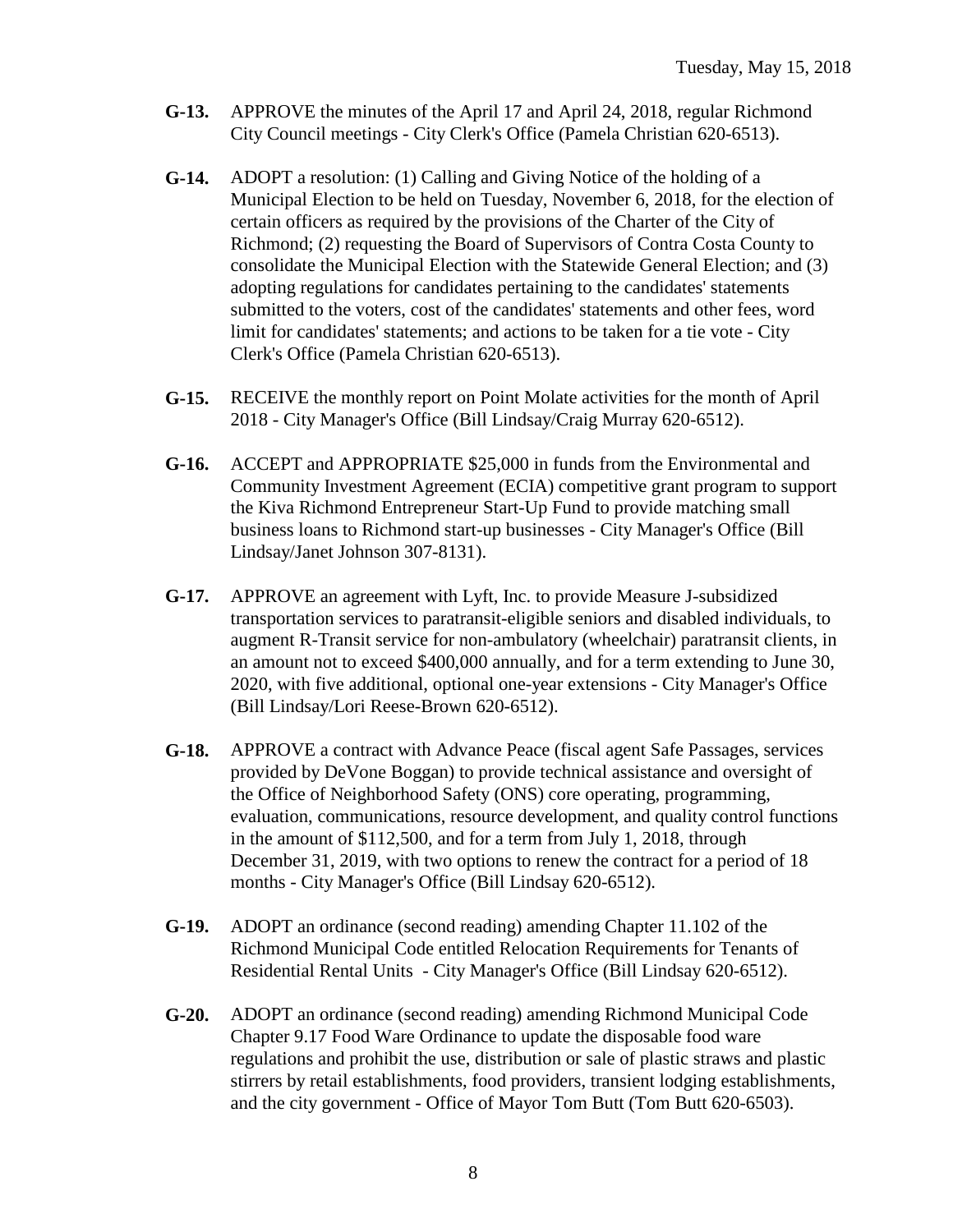**G-13.** APPROVE the minutes of the April 17 and April 24, 2018, regular Richmond City Council meetings - City Clerk's Office (Pamela Christian 620-6513).

**G-14.** ADOPT a resolution: (1) Calling and Giving Notice of the holding of a Municipal Election to be held on Tuesday, November 6, 2018, for the election of certain officers as required by the provisions of the Charter of the City of Richmond; (2) requesting the Board of Supervisors of Contra Costa County to consolidate the Municipal Election with the Statewide General Election; and (3) adopting regulations for candidates pertaining to the candidates' statements submitted to the voters, cost of the candidates' statements and other fees, word limit for candidates' statements; and actions to be taken for a tie vote - City Clerk's Office (Pamela Christian 620-6513).

**G-15.** RECEIVE the monthly report on Point Molate activities for the month of April 2018 - City Manager's Office (Bill Lindsay/Craig Murray 620-6512).

**G-16.** ACCEPT and APPROPRIATE $25,000 in funds from the Environmental and Community Investment Agreement (ECIA) competitive grant program to support the Kiva Richmond Entrepreneur Start-Up Fund to provide matching small business loans to Richmond start-up businesses - City Manager's Office (Bill Lindsay/Janet Johnson 307-8131).

**G-17.** APPROVE an agreement with Lyft, Inc. to provide Measure J-subsidized transportation services to paratransit-eligible seniors and disabled individuals, to augment R-Transit service for non-ambulatory (wheelchair) paratransit clients, in an amount not to exceed $400,000 annually, and for a term extending to June 30, 2020, with five additional, optional one-year extensions - City Manager's Office (Bill Lindsay/Lori Reese-Brown 620-6512).

**G-18.** APPROVE a contract with Advance Peace (fiscal agent Safe Passages, services provided by DeVone Boggan) to provide technical assistance and oversight of the Office of Neighborhood Safety (ONS) core operating, programming, evaluation, communications, resource development, and quality control functions in the amount of $112,500, and for a term from July 1, 2018, through December 31, 2019, with two options to renew the contract for a period of 18 months - City Manager's Office (Bill Lindsay 620-6512).

**G-19.** ADOPT an ordinance (second reading) amending Chapter 11.102 of the Richmond Municipal Code entitled Relocation Requirements for Tenants of Residential Rental Units - City Manager's Office (Bill Lindsay 620-6512).

**G-20.** ADOPT an ordinance (second reading) amending Richmond Municipal Code Chapter 9.17 Food Ware Ordinance to update the disposable food ware regulations and prohibit the use, distribution or sale of plastic straws and plastic stirrers by retail establishments, food providers, transient lodging establishments, and the city government - Office of Mayor Tom Butt (Tom Butt 620-6503).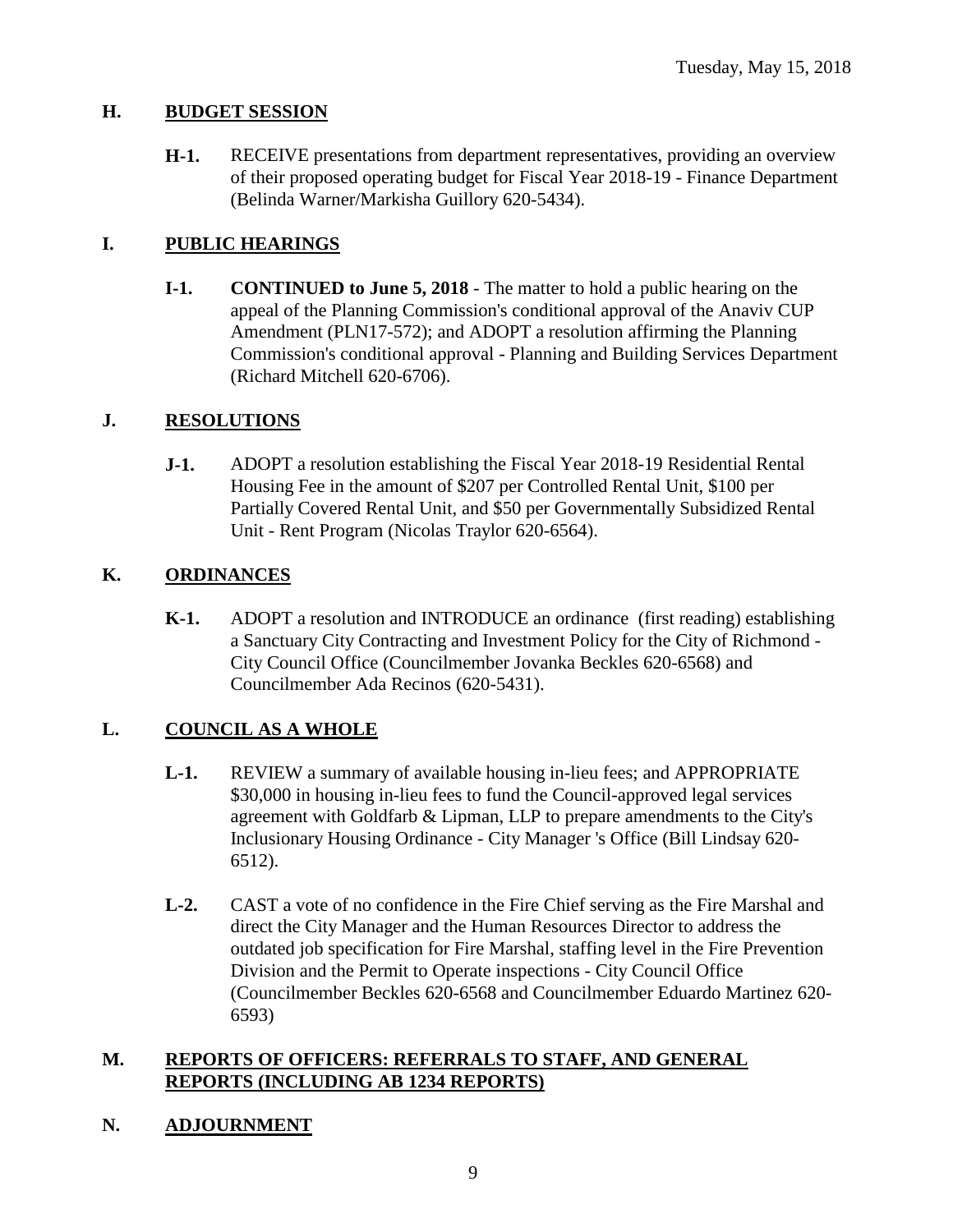## H. BUDGET SESSION

**H-1.** RECEIVE presentations from department representatives, providing an overview of their proposed operating budget for Fiscal Year 2018-19 - Finance Department (Belinda Warner/Markisha Guillory 620-5434).

## I. PUBLIC HEARINGS

**I-1.** **CONTINUED to June 5, 2018** - The matter to hold a public hearing on the appeal of the Planning Commission's conditional approval of the Anaviv CUP Amendment (PLN17-572); and ADOPT a resolution affirming the Planning Commission's conditional approval - Planning and Building Services Department (Richard Mitchell 620-6706).

## J. RESOLUTIONS

**J-1.** ADOPT a resolution establishing the Fiscal Year 2018-19 Residential Rental Housing Fee in the amount of $207 per Controlled Rental Unit, $100 per Partially Covered Rental Unit, and $50 per Governmentally Subsidized Rental Unit - Rent Program (Nicolas Traylor 620-6564).

## K. ORDINANCES

**K-1.** ADOPT a resolution and INTRODUCE an ordinance (first reading) establishing a Sanctuary City Contracting and Investment Policy for the City of Richmond - City Council Office (Councilmember Jovanka Beckles 620-6568) and Councilmember Ada Recinos (620-5431).

## L. COUNCIL AS A WHOLE

**L-1.** REVIEW a summary of available housing in-lieu fees; and APPROPRIATE $30,000 in housing in-lieu fees to fund the Council-approved legal services agreement with Goldfarb & Lipman, LLP to prepare amendments to the City's Inclusionary Housing Ordinance - City Manager 's Office (Bill Lindsay 620-6512).

**L-2.** CAST a vote of no confidence in the Fire Chief serving as the Fire Marshal and direct the City Manager and the Human Resources Director to address the outdated job specification for Fire Marshal, staffing level in the Fire Prevention Division and the Permit to Operate inspections - City Council Office (Councilmember Beckles 620-6568 and Councilmember Eduardo Martinez 620-6593)

## M. REPORTS OF OFFICERS: REFERRALS TO STAFF, AND GENERAL REPORTS (INCLUDING AB 1234 REPORTS)

## N. ADJOURNMENT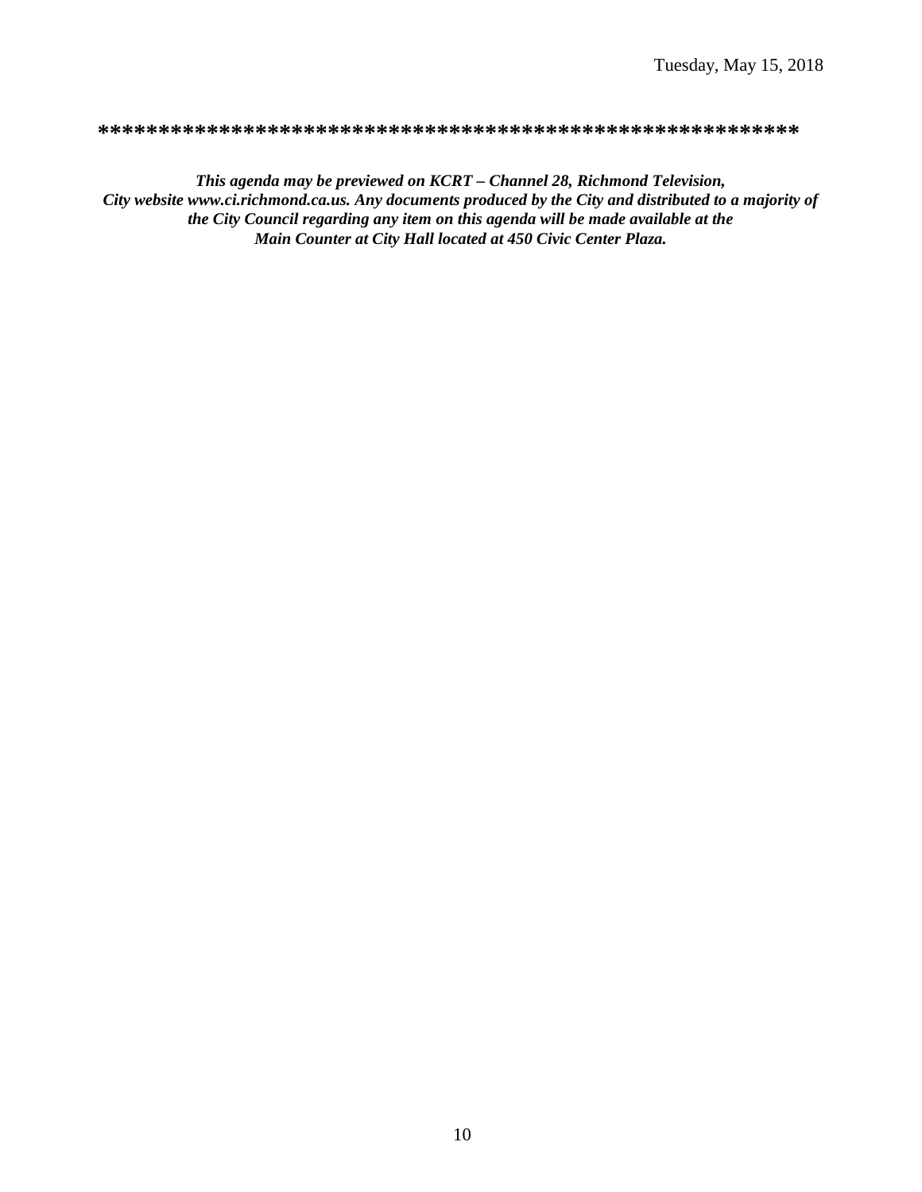**********************************************************

***This agenda may be previewed on KCRT – Channel 28, Richmond Television, City website www.ci.richmond.ca.us. Any documents produced by the City and distributed to a majority of the City Council regarding any item on this agenda will be made available at the Main Counter at City Hall located at 450 Civic Center Plaza.***